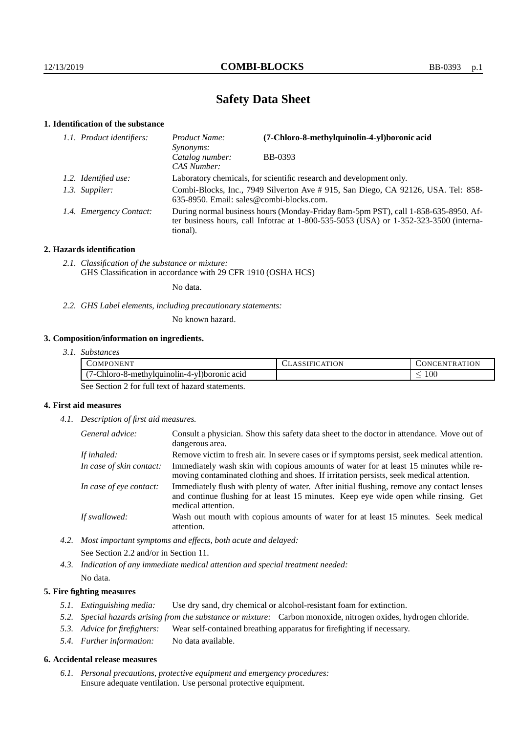# Safety Data Sheet

## 1. Identification of the substance

*1.1. Product identifiers:*
- *Product Name:* **(7-Chloro-8-methylquinolin-4-yl)boronic acid**
- *Synonyms:*
- *Catalog number:* BB-0393
- *CAS Number:*

*1.2. Identified use:* Laboratory chemicals, for scientific research and development only.

*1.3. Supplier:* Combi-Blocks, Inc., 7949 Silverton Ave # 915, San Diego, CA 92126, USA. Tel: 858-635-8950. Email: sales@combi-blocks.com.

*1.4. Emergency Contact:* During normal business hours (Monday-Friday 8am-5pm PST), call 1-858-635-8950. After business hours, call Infotrac at 1-800-535-5053 (USA) or 1-352-323-3500 (international).

## 2. Hazards identification

*2.1. Classification of the substance or mixture:*
GHS Classification in accordance with 29 CFR 1910 (OSHA HCS)

No data.

*2.2. GHS Label elements, including precautionary statements:*

No known hazard.

## 3. Composition/information on ingredients.

*3.1. Substances*

| COMPONENT | CLASSIFICATION | CONCENTRATION |
|---|---|---|
| (7-Chloro-8-methylquinolin-4-yl)boronic acid | | $\leq 100$ |

See Section 2 for full text of hazard statements.

## 4. First aid measures

*4.1. Description of first aid measures.*

- *General advice:* Consult a physician. Show this safety data sheet to the doctor in attendance. Move out of dangerous area.
- *If inhaled:* Remove victim to fresh air. In severe cases or if symptoms persist, seek medical attention.
- *In case of skin contact:* Immediately wash skin with copious amounts of water for at least 15 minutes while removing contaminated clothing and shoes. If irritation persists, seek medical attention.
- *In case of eye contact:* Immediately flush with plenty of water. After initial flushing, remove any contact lenses and continue flushing for at least 15 minutes. Keep eye wide open while rinsing. Get medical attention.
- *If swallowed:* Wash out mouth with copious amounts of water for at least 15 minutes. Seek medical attention.

*4.2. Most important symptoms and effects, both acute and delayed:*
See Section 2.2 and/or in Section 11.

*4.3. Indication of any immediate medical attention and special treatment needed:*
No data.

## 5. Fire fighting measures

*5.1. Extinguishing media:* Use dry sand, dry chemical or alcohol-resistant foam for extinction.

*5.2. Special hazards arising from the substance or mixture:* Carbon monoxide, nitrogen oxides, hydrogen chloride.

*5.3. Advice for firefighters:* Wear self-contained breathing apparatus for firefighting if necessary.

*5.4. Further information:* No data available.

## 6. Accidental release measures

*6.1. Personal precautions, protective equipment and emergency procedures:*
Ensure adequate ventilation. Use personal protective equipment.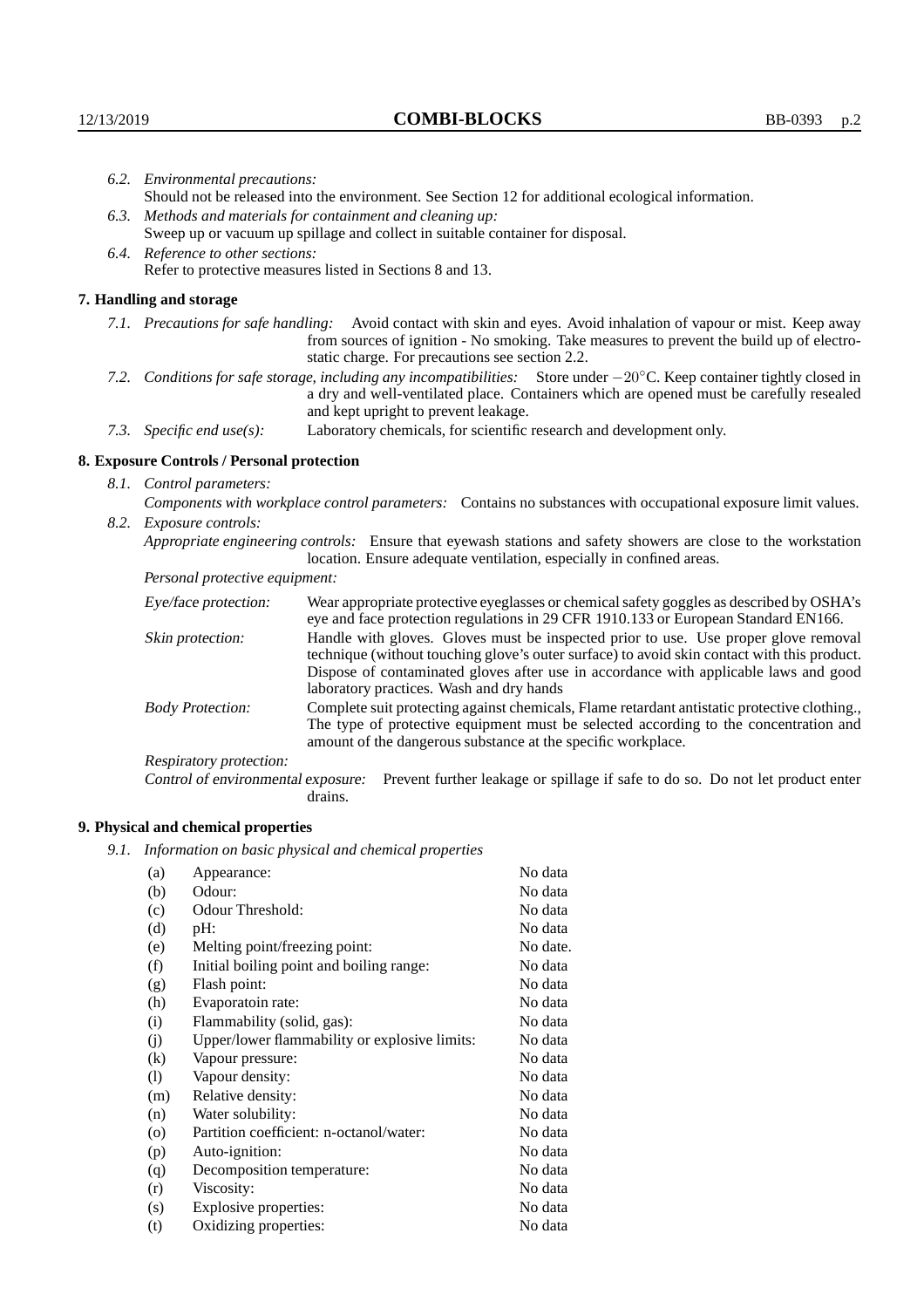*6.2. Environmental precautions:*
Should not be released into the environment. See Section 12 for additional ecological information.

*6.3. Methods and materials for containment and cleaning up:*
Sweep up or vacuum up spillage and collect in suitable container for disposal.

*6.4. Reference to other sections:*
Refer to protective measures listed in Sections 8 and 13.

## 7. Handling and storage

*7.1. Precautions for safe handling:* Avoid contact with skin and eyes. Avoid inhalation of vapour or mist. Keep away from sources of ignition - No smoking. Take measures to prevent the build up of electrostatic charge. For precautions see section 2.2.

*7.2. Conditions for safe storage, including any incompatibilities:* Store under $-20°C$. Keep container tightly closed in a dry and well-ventilated place. Containers which are opened must be carefully resealed and kept upright to prevent leakage.

*7.3. Specific end use(s):* Laboratory chemicals, for scientific research and development only.

## 8. Exposure Controls / Personal protection

*8.1. Control parameters:*

*Components with workplace control parameters:* Contains no substances with occupational exposure limit values.

*8.2. Exposure controls:*

*Appropriate engineering controls:* Ensure that eyewash stations and safety showers are close to the workstation location. Ensure adequate ventilation, especially in confined areas.

*Personal protective equipment:*

*Eye/face protection:* Wear appropriate protective eyeglasses or chemical safety goggles as described by OSHA's eye and face protection regulations in 29 CFR 1910.133 or European Standard EN166.

*Skin protection:* Handle with gloves. Gloves must be inspected prior to use. Use proper glove removal technique (without touching glove's outer surface) to avoid skin contact with this product. Dispose of contaminated gloves after use in accordance with applicable laws and good laboratory practices. Wash and dry hands

*Body Protection:* Complete suit protecting against chemicals, Flame retardant antistatic protective clothing., The type of protective equipment must be selected according to the concentration and amount of the dangerous substance at the specific workplace.

*Respiratory protection:*

*Control of environmental exposure:* Prevent further leakage or spillage if safe to do so. Do not let product enter drains.

## 9. Physical and chemical properties

*9.1. Information on basic physical and chemical properties*

| | | |
|---|---|---|
| (a) | Appearance: | No data |
| (b) | Odour: | No data |
| (c) | Odour Threshold: | No data |
| (d) | pH: | No data |
| (e) | Melting point/freezing point: | No date. |
| (f) | Initial boiling point and boiling range: | No data |
| (g) | Flash point: | No data |
| (h) | Evaporatoin rate: | No data |
| (i) | Flammability (solid, gas): | No data |
| (j) | Upper/lower flammability or explosive limits: | No data |
| (k) | Vapour pressure: | No data |
| (l) | Vapour density: | No data |
| (m) | Relative density: | No data |
| (n) | Water solubility: | No data |
| (o) | Partition coefficient: n-octanol/water: | No data |
| (p) | Auto-ignition: | No data |
| (q) | Decomposition temperature: | No data |
| (r) | Viscosity: | No data |
| (s) | Explosive properties: | No data |
| (t) | Oxidizing properties: | No data |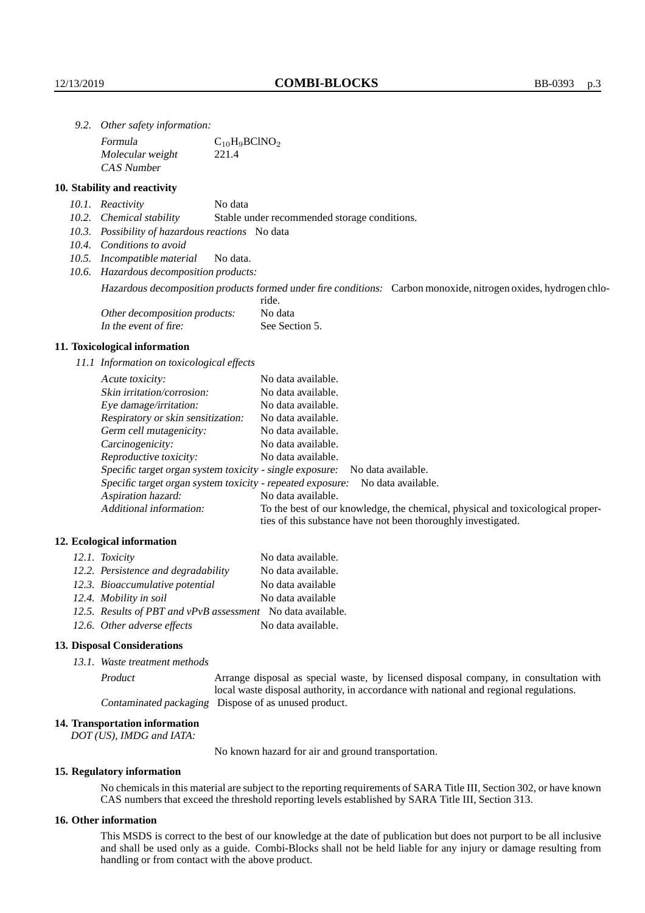*9.2. Other safety information:*

| | |
|---|---|
| *Formula* | $C_{10}H_9BClNO_2$ |
| *Molecular weight* | 221.4 |
| *CAS Number* | |

## 10. Stability and reactivity

*10.1. Reactivity* No data

*10.2. Chemical stability* Stable under recommended storage conditions.

*10.3. Possibility of hazardous reactions* No data

*10.4. Conditions to avoid*

*10.5. Incompatible material* No data.

*10.6. Hazardous decomposition products:*

*Hazardous decomposition products formed under fire conditions:* Carbon monoxide, nitrogen oxides, hydrogen chloride.

| | |
|---|---|
| *Other decomposition products:* | No data |
| *In the event of fire:* | See Section 5. |

## 11. Toxicological information

*11.1 Information on toxicological effects*

| | |
|---|---|
| *Acute toxicity:* | No data available. |
| *Skin irritation/corrosion:* | No data available. |
| *Eye damage/irritation:* | No data available. |
| *Respiratory or skin sensitization:* | No data available. |
| *Germ cell mutagenicity:* | No data available. |
| *Carcinogenicity:* | No data available. |
| *Reproductive toxicity:* | No data available. |
| *Specific target organ system toxicity - single exposure:* | No data available. |
| *Specific target organ system toxicity - repeated exposure:* | No data available. |
| *Aspiration hazard:* | No data available. |
| *Additional information:* | To the best of our knowledge, the chemical, physical and toxicological properties of this substance have not been thoroughly investigated. |

## 12. Ecological information

| | |
|---|---|
| *12.1. Toxicity* | No data available. |
| *12.2. Persistence and degradability* | No data available. |
| *12.3. Bioaccumulative potential* | No data available |
| *12.4. Mobility in soil* | No data available |
| *12.5. Results of PBT and vPvB assessment* | No data available. |
| *12.6. Other adverse effects* | No data available. |

## 13. Disposal Considerations

*13.1. Waste treatment methods*

| | |
|---|---|
| *Product* | Arrange disposal as special waste, by licensed disposal company, in consultation with local waste disposal authority, in accordance with national and regional regulations. |
| *Contaminated packaging* | Dispose of as unused product. |

## 14. Transportation information

*DOT (US), IMDG and IATA:*

No known hazard for air and ground transportation.

## 15. Regulatory information

No chemicals in this material are subject to the reporting requirements of SARA Title III, Section 302, or have known CAS numbers that exceed the threshold reporting levels established by SARA Title III, Section 313.

## 16. Other information

This MSDS is correct to the best of our knowledge at the date of publication but does not purport to be all inclusive and shall be used only as a guide. Combi-Blocks shall not be held liable for any injury or damage resulting from handling or from contact with the above product.